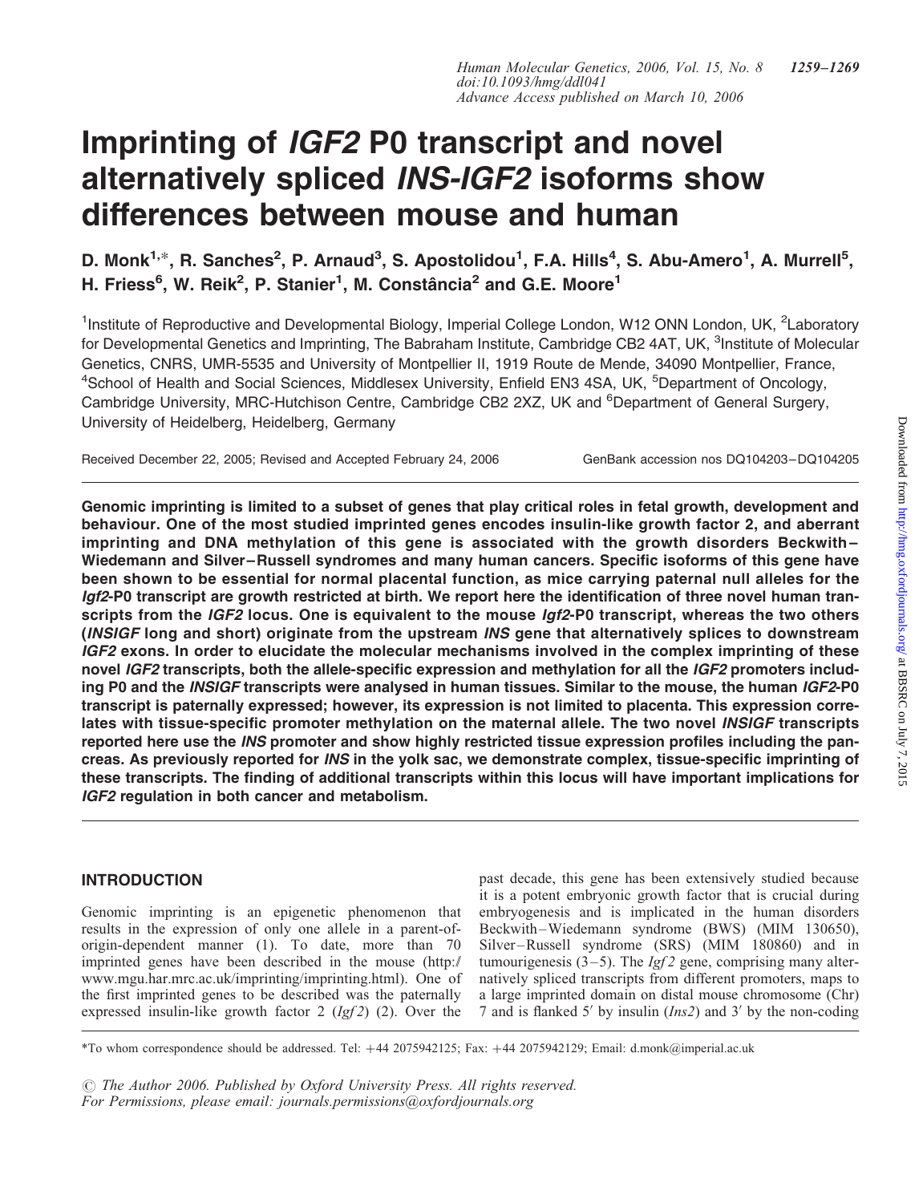# Imprinting of *IGF2* P0 transcript and novel alternatively spliced *INS-IGF2* isoforms show differences between mouse and human

D. Monk[1,*], R. Sanches[2], P. Arnaud[3], S. Apostolidou[1], F.A. Hills[4], S. Abu-Amero[1], A. Murrell[5], H. Friess[6], W. Reik[2], P. Stanier[1], M. Constância[2] and G.E. Moore[1]

[1]Institute of Reproductive and Developmental Biology, Imperial College London, W12 ONN London, UK, [2]Laboratory for Developmental Genetics and Imprinting, The Babraham Institute, Cambridge CB2 4AT, UK, [3]Institute of Molecular Genetics, CNRS, UMR-5535 and University of Montpellier II, 1919 Route de Mende, 34090 Montpellier, France, [4]School of Health and Social Sciences, Middlesex University, Enfield EN3 4SA, UK, [5]Department of Oncology, Cambridge University, MRC-Hutchison Centre, Cambridge CB2 2XZ, UK and [6]Department of General Surgery, University of Heidelberg, Heidelberg, Germany

Received December 22, 2005; Revised and Accepted February 24, 2006

GenBank accession nos DQ104203–DQ104205

**Genomic imprinting is limited to a subset of genes that play critical roles in fetal growth, development and behaviour. One of the most studied imprinted genes encodes insulin-like growth factor 2, and aberrant imprinting and DNA methylation of this gene is associated with the growth disorders Beckwith–Wiedemann and Silver–Russell syndromes and many human cancers. Specific isoforms of this gene have been shown to be essential for normal placental function, as mice carrying paternal null alleles for the *Igf2*-P0 transcript are growth restricted at birth. We report here the identification of three novel human transcripts from the *IGF2* locus. One is equivalent to the mouse *Igf2*-P0 transcript, whereas the two others (*INSIGF* long and short) originate from the upstream *INS* gene that alternatively splices to downstream *IGF2* exons. In order to elucidate the molecular mechanisms involved in the complex imprinting of these novel *IGF2* transcripts, both the allele-specific expression and methylation for all the *IGF2* promoters including P0 and the *INSIGF* transcripts were analysed in human tissues. Similar to the mouse, the human *IGF2*-P0 transcript is paternally expressed; however, its expression is not limited to placenta. This expression correlates with tissue-specific promoter methylation on the maternal allele. The two novel *INSIGF* transcripts reported here use the *INS* promoter and show highly restricted tissue expression profiles including the pancreas. As previously reported for *INS* in the yolk sac, we demonstrate complex, tissue-specific imprinting of these transcripts. The finding of additional transcripts within this locus will have important implications for *IGF2* regulation in both cancer and metabolism.**

## INTRODUCTION

Genomic imprinting is an epigenetic phenomenon that results in the expression of only one allele in a parent-of-origin-dependent manner (1). To date, more than 70 imprinted genes have been described in the mouse (http://www.mgu.har.mrc.ac.uk/imprinting/imprinting.html). One of the first imprinted genes to be described was the paternally expressed insulin-like growth factor 2 (*Igf2*) (2). Over the past decade, this gene has been extensively studied because it is a potent embryonic growth factor that is crucial during embryogenesis and is implicated in the human disorders Beckwith–Wiedemann syndrome (BWS) (MIM 130650), Silver–Russell syndrome (SRS) (MIM 180860) and in tumourigenesis (3–5). The *Igf2* gene, comprising many alternatively spliced transcripts from different promoters, maps to a large imprinted domain on distal mouse chromosome (Chr) 7 and is flanked 5′ by insulin (*Ins2*) and 3′ by the non-coding

*To whom correspondence should be addressed. Tel: +44 2075942125; Fax: +44 2075942129; Email: d.monk@imperial.ac.uk

© The Author 2006. Published by Oxford University Press. All rights reserved. For Permissions, please email: journals.permissions@oxfordjournals.org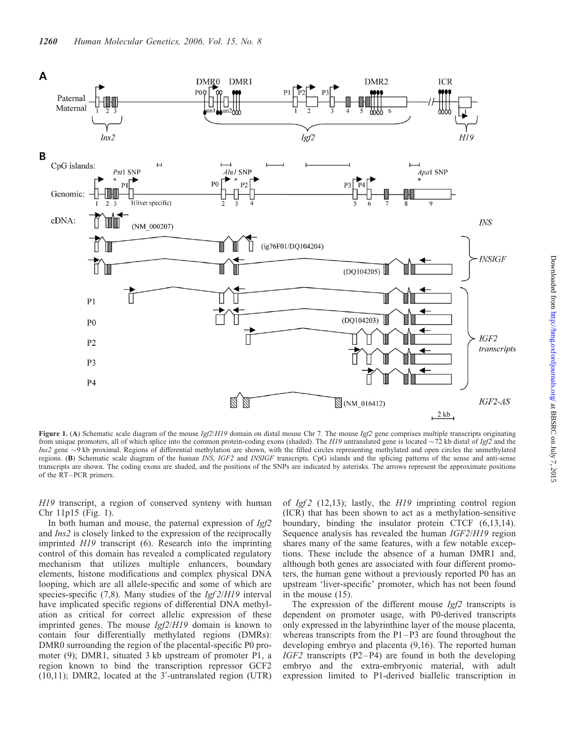**Figure 1.** (**A**) Schematic scale diagram of the mouse *Igf2*/*H19* domain on distal mouse Chr 7. The mouse *Igf2* gene comprises multiple transcripts originating from unique promoters, all of which splice into the common protein-coding exons (shaded). The *H19* untranslated gene is located ~72 kb distal of *Igf2* and the *Ins2* gene ~9 kb proximal. Regions of differential methylation are shown, with the filled circles representing methylated and open circles the unmethylated regions. (**B**) Schematic scale diagram of the human *INS*, *IGF2* and *INSIGF* transcripts. CpG islands and the splicing patterns of the sense and anti-sense transcripts are shown. The coding exons are shaded, and the positions of the SNPs are indicated by asterisks. The arrows represent the approximate positions of the RT–PCR primers.

*H19* transcript, a region of conserved synteny with human Chr 11p15 (Fig. 1).

In both human and mouse, the paternal expression of *Igf2* and *Ins2* is closely linked to the expression of the reciprocally imprinted *H19* transcript (6). Research into the imprinting control of this domain has revealed a complicated regulatory mechanism that utilizes multiple enhancers, boundary elements, histone modifications and complex physical DNA looping, which are all allele-specific and some of which are species-specific (7,8). Many studies of the *Igf2*/*H19* interval have implicated specific regions of differential DNA methylation as critical for correct allelic expression of these imprinted genes. The mouse *Igf2*/*H19* domain is known to contain four differentially methylated regions (DMRs): DMR0 surrounding the region of the placental-specific P0 promoter (9); DMR1, situated 3 kb upstream of promoter P1, a region known to bind the transcription repressor GCF2 (10,11); DMR2, located at the 3′-untranslated region (UTR) of *Igf2* (12,13); lastly, the *H19* imprinting control region (ICR) that has been shown to act as a methylation-sensitive boundary, binding the insulator protein CTCF (6,13,14). Sequence analysis has revealed the human *IGF2*/*H19* region shares many of the same features, with a few notable exceptions. These include the absence of a human DMR1 and, although both genes are associated with four different promoters, the human gene without a previously reported P0 has an upstream 'liver-specific' promoter, which has not been found in the mouse (15).

The expression of the different mouse *Igf2* transcripts is dependent on promoter usage, with P0-derived transcripts only expressed in the labyrinthine layer of the mouse placenta, whereas transcripts from the P1–P3 are found throughout the developing embryo and placenta (9,16). The reported human *IGF2* transcripts (P2–P4) are found in both the developing embryo and the extra-embryonic material, with adult expression limited to P1-derived biallelic transcription in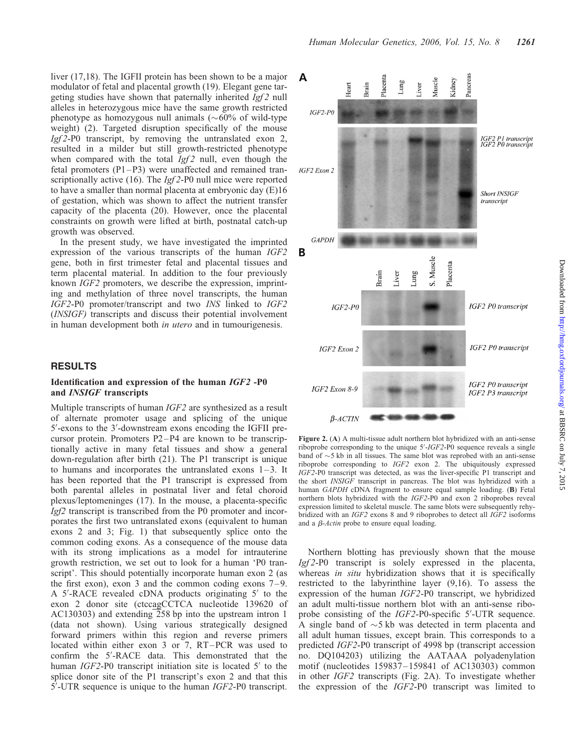liver (17,18). The IGFII protein has been shown to be a major modulator of fetal and placental growth (19). Elegant gene targeting studies have shown that paternally inherited *Igf2* null alleles in heterozygous mice have the same growth restricted phenotype as homozygous null animals (~60% of wild-type weight) (2). Targeted disruption specifically of the mouse *Igf2*-P0 transcript, by removing the untranslated exon 2, resulted in a milder but still growth-restricted phenotype when compared with the total *Igf2* null, even though the fetal promoters (P1–P3) were unaffected and remained transcriptionally active (16). The *Igf2*-P0 null mice were reported to have a smaller than normal placenta at embryonic day (E)16 of gestation, which was shown to affect the nutrient transfer capacity of the placenta (20). However, once the placental constraints on growth were lifted at birth, postnatal catch-up growth was observed.

In the present study, we have investigated the imprinted expression of the various transcripts of the human *IGF2* gene, both in first trimester fetal and placental tissues and term placental material. In addition to the four previously known *IGF2* promoters, we describe the expression, imprinting and methylation of three novel transcripts, the human *IGF2*-P0 promoter/transcript and two *INS* linked to *IGF2* (*INSIGF*) transcripts and discuss their potential involvement in human development both *in utero* and in tumourigenesis.

## RESULTS

### Identification and expression of the human *IGF2* -P0 and *INSIGF* transcripts

Multiple transcripts of human *IGF2* are synthesized as a result of alternate promoter usage and splicing of the unique 5′-exons to the 3′-downstream exons encoding the IGFII precursor protein. Promoters P2–P4 are known to be transcriptionally active in many fetal tissues and show a general down-regulation after birth (21). The P1 transcript is unique to humans and incorporates the untranslated exons 1–3. It has been reported that the P1 transcript is expressed from both parental alleles in postnatal liver and fetal choroid plexus/leptomeninges (17). In the mouse, a placenta-specific *Igf2* transcript is transcribed from the P0 promoter and incorporates the first two untranslated exons (equivalent to human exons 2 and 3; Fig. 1) that subsequently splice onto the common coding exons. As a consequence of the mouse data with its strong implications as a model for intrauterine growth restriction, we set out to look for a human 'P0 transcript'. This should potentially incorporate human exon 2 (as the first exon), exon 3 and the common coding exons 7–9. A 5′-RACE revealed cDNA products originating 5′ to the exon 2 donor site (ctccagCCTCA nucleotide 139620 of AC130303) and extending 258 bp into the upstream intron 1 (data not shown). Using various strategically designed forward primers within this region and reverse primers located within either exon 3 or 7, RT–PCR was used to confirm the 5′-RACE data. This demonstrated that the human *IGF2*-P0 transcript initiation site is located 5′ to the splice donor site of the P1 transcript's exon 2 and that this 5′-UTR sequence is unique to the human *IGF2*-P0 transcript.

**Figure 2.** (**A**) A multi-tissue adult northern blot hybridized with an anti-sense riboprobe corresponding to the unique 5′-*IGF2*-P0 sequence reveals a single band of ~5 kb in all tissues. The same blot was reprobed with an anti-sense riboprobe corresponding to *IGF2* exon 2. The ubiquitously expressed *IGF2*-P0 transcript was detected, as was the liver-specific P1 transcript and the short *INSIGF* transcript in pancreas. The blot was hybridized with a human *GAPDH* cDNA fragment to ensure equal sample loading. (**B**) Fetal northern blots hybridized with the *IGF2*-P0 and exon 2 riboprobes reveal expression limited to skeletal muscle. The same blots were subsequently rehybridized with an *IGF2* exons 8 and 9 riboprobes to detect all *IGF2* isoforms and a *β-Actin* probe to ensure equal loading.

Northern blotting has previously shown that the mouse *Igf2*-P0 transcript is solely expressed in the placenta, whereas *in situ* hybridization shows that it is specifically restricted to the labyrinthine layer (9,16). To assess the expression of the human *IGF2*-P0 transcript, we hybridized an adult multi-tissue northern blot with an anti-sense riboprobe consisting of the *IGF2*-P0-specific 5′-UTR sequence. A single band of ~5 kb was detected in term placenta and all adult human tissues, except brain. This corresponds to a predicted *IGF2*-P0 transcript of 4998 bp (transcript accession no. DQ104203) utilizing the AATAAA polyadenylation motif (nucleotides 159837–159841 of AC130303) common in other *IGF2* transcripts (Fig. 2A). To investigate whether the expression of the *IGF2*-P0 transcript was limited to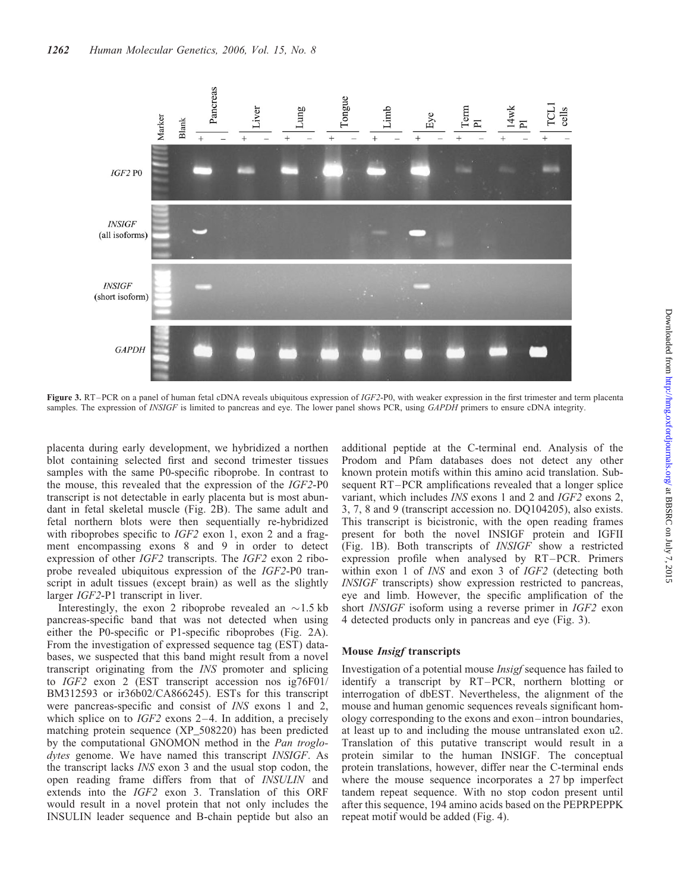**Figure 3.** RT–PCR on a panel of human fetal cDNA reveals ubiquitous expression of *IGF2*-P0, with weaker expression in the first trimester and term placenta samples. The expression of *INSIGF* is limited to pancreas and eye. The lower panel shows PCR, using *GAPDH* primers to ensure cDNA integrity.

placenta during early development, we hybridized a northen blot containing selected first and second trimester tissues samples with the same P0-specific riboprobe. In contrast to the mouse, this revealed that the expression of the *IGF2*-P0 transcript is not detectable in early placenta but is most abundant in fetal skeletal muscle (Fig. 2B). The same adult and fetal northern blots were then sequentially re-hybridized with riboprobes specific to *IGF2* exon 1, exon 2 and a fragment encompassing exons 8 and 9 in order to detect expression of other *IGF2* transcripts. The *IGF2* exon 2 riboprobe revealed ubiquitous expression of the *IGF2*-P0 transcript in adult tissues (except brain) as well as the slightly larger *IGF2*-P1 transcript in liver.

Interestingly, the exon 2 riboprobe revealed an ~1.5 kb pancreas-specific band that was not detected when using either the P0-specific or P1-specific riboprobes (Fig. 2A). From the investigation of expressed sequence tag (EST) databases, we suspected that this band might result from a novel transcript originating from the *INS* promoter and splicing to *IGF2* exon 2 (EST transcript accession nos ig76F01/BM312593 or ir36b02/CA866245). ESTs for this transcript were pancreas-specific and consist of *INS* exons 1 and 2, which splice on to *IGF2* exons 2–4. In addition, a precisely matching protein sequence (XP_508220) has been predicted by the computational GNOMON method in the *Pan troglodytes* genome. We have named this transcript *INSIGF*. As the transcript lacks *INS* exon 3 and the usual stop codon, the open reading frame differs from that of *INSULIN* and extends into the *IGF2* exon 3. Translation of this ORF would result in a novel protein that not only includes the INSULIN leader sequence and B-chain peptide but also an additional peptide at the C-terminal end. Analysis of the Prodom and Pfam databases does not detect any other known protein motifs within this amino acid translation. Subsequent RT–PCR amplifications revealed that a longer splice variant, which includes *INS* exons 1 and 2 and *IGF2* exons 2, 3, 7, 8 and 9 (transcript accession no. DQ104205), also exists. This transcript is bicistronic, with the open reading frames present for both the novel INSIGF protein and IGFII (Fig. 1B). Both transcripts of *INSIGF* show a restricted expression profile when analysed by RT–PCR. Primers within exon 1 of *INS* and exon 3 of *IGF2* (detecting both *INSIGF* transcripts) show expression restricted to pancreas, eye and limb. However, the specific amplification of the short *INSIGF* isoform using a reverse primer in *IGF2* exon 4 detected products only in pancreas and eye (Fig. 3).

### Mouse *Insigf* transcripts

Investigation of a potential mouse *Insigf* sequence has failed to identify a transcript by RT–PCR, northern blotting or interrogation of dbEST. Nevertheless, the alignment of the mouse and human genomic sequences reveals significant homology corresponding to the exons and exon–intron boundaries, at least up to and including the mouse untranslated exon u2. Translation of this putative transcript would result in a protein similar to the human INSIGF. The conceptual protein translations, however, differ near the C-terminal ends where the mouse sequence incorporates a 27 bp imperfect tandem repeat sequence. With no stop codon present until after this sequence, 194 amino acids based on the PEPRPEPPK repeat motif would be added (Fig. 4).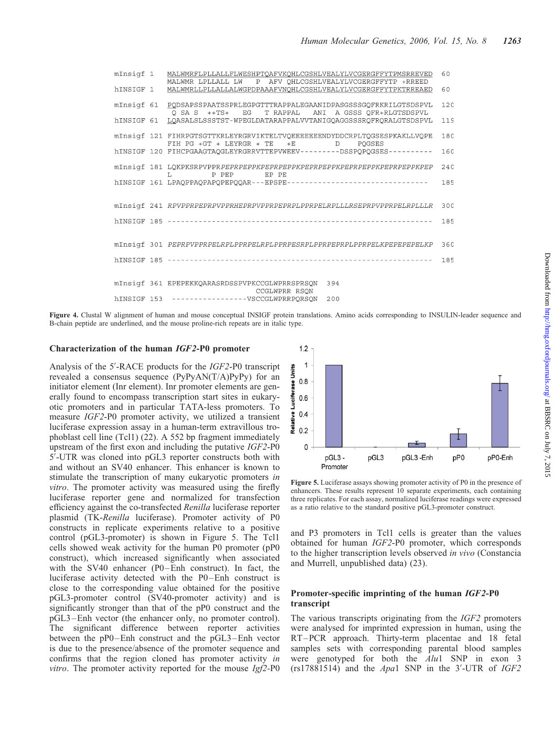```
mInsigf 1   MALWMRFLPLLALLFLWESHPTQAFVKQHLCGSHLVEALYLVCGERGFFYTPMSRREVED  60
            MALWMR LPLLALL LW   P  AFV QHLCGSHLVEALYLVCGERGFFYTP +RREED
hINSIGF 1   MALWMRLLPLLALLALWGPDPAAAFVNQHLCGSHLVEALYLVCGERGFFYTPKTRREAED  60

mInsigf 61  PQDSAPSSPAATSSPRLEGPGTTTRAPPALEGAANIDPASGSSSGQFRKRILGTSDSPVL  120
            Q SA S  ++TS+   EG   T RAPPAL   ANI  A GSSS QFR+RLGTSDSPVL
hINSIGF 61  LQASALSLSSSTST-WPEGLDATARAPPALVVTANIGQAGGSSSRQFRQRALGTSDSPVL  119

mInsigf 121 FIHRPGTSGTTKRLEYRGRVIKTELTVQEEEEEEENDYDDCRPLTQGSESPKAKLLVQPE  180
            FIH PG +GT + LEYRGR + TE   +E         D    PQGSES
hINSIGF 120 FIHCPGAAGTAQGLEYRGRRVTTEPVWEEV---------DSSPQPQGSES----------  160

mInsigf 181 LQKPKSRPVPPRPEPRPEPPKPEPRPEPPKPEPRPEPPKPEPRPEPPKPEPRPEPPKPEP  240
            L          P PEP       EP PE
hINSIGF 161 LPAQPPAQPAPQPEPQQAR---EPSPE--------------------------------  185


mInsigf 241 RPVPPRPEPRPVPPRHEPRPVPPRPEPRPLPPRPELRPLLLRSEPRPVPPRPELRPLLLR  300

hINSIGF 185 ------------------------------------------------------------  185


mInsigf 301 PEPRPVPPRPELRPLPPRPELRPLPPRPESRPLPPRPEPRPLPPRPELKPEPEPEPELKP  360

hINSIGF 185 ------------------------------------------------------------  185


mInsigf 361 EPEPEKKQARASRDSSPVPKCCGLWPRRSPRSQN  394
                                 CCGLWPRR RSQN
hINSIGF 153 -----------------VSCCGLWPRRPQRSQN  200
```

**Figure 4.** Clustal W alignment of human and mouse conceptual INSIGF protein translations. Amino acids corresponding to INSULIN-leader sequence and B-chain peptide are underlined, and the mouse proline-rich repeats are in italic type.

### Characterization of the human *IGF2*-P0 promoter

Analysis of the 5′-RACE products for the *IGF2*-P0 transcript revealed a consensus sequence (PyPyAN(T/A)PyPy) for an initiator element (Inr element). Inr promoter elements are generally found to encompass transcription start sites in eukaryotic promoters and in particular TATA-less promoters. To measure *IGF2*-P0 promoter activity, we utilized a transient luciferase expression assay in a human-term extravillous trophoblast cell line (Tcl1) (22). A 552 bp fragment immediately upstream of the first exon and including the putative *IGF2*-P0 5′-UTR was cloned into pGL3 reporter constructs both with and without an SV40 enhancer. This enhancer is known to stimulate the transcription of many eukaryotic promoters *in vitro*. The promoter activity was measured using the firefly luciferase reporter gene and normalized for transfection efficiency against the co-transfected *Renilla* luciferase reporter plasmid (TK-*Renilla* luciferase). Promoter activity of P0 constructs in replicate experiments relative to a positive control (pGL3-promoter) is shown in Figure 5. The Tcl1 cells showed weak activity for the human P0 promoter (pP0 construct), which increased significantly when associated with the SV40 enhancer (P0–Enh construct). In fact, the luciferase activity detected with the P0–Enh construct is close to the corresponding value obtained for the positive pGL3-promoter control (SV40-promoter activity) and is significantly stronger than that of the pP0 construct and the pGL3–Enh vector (the enhancer only, no promoter control). The significant difference between reporter activities between the pP0–Enh construct and the pGL3–Enh vector is due to the presence/absence of the promoter sequence and confirms that the region cloned has promoter activity *in vitro*. The promoter activity reported for the mouse *Igf2*-P0 and P3 promoters in Tcl1 cells is greater than the values obtained for human *IGF2*-P0 promoter, which corresponds to the higher transcription levels observed *in vivo* (Constancia and Murrell, unpublished data) (23).

**Figure 5.** Luciferase assays showing promoter activity of P0 in the presence of enhancers. These results represent 10 separate experiments, each containing three replicates. For each assay, normalized luciferase readings were expressed as a ratio relative to the standard positive pGL3-promoter construct.

### Promoter-specific imprinting of the human *IGF2*-P0 transcript

The various transcripts originating from the *IGF2* promoters were analysed for imprinted expression in human, using the RT–PCR approach. Thirty-term placentae and 18 fetal samples sets with corresponding parental blood samples were genotyped for both the *Alu*1 SNP in exon 3 (rs17881514) and the *Apa*1 SNP in the 3′-UTR of *IGF2*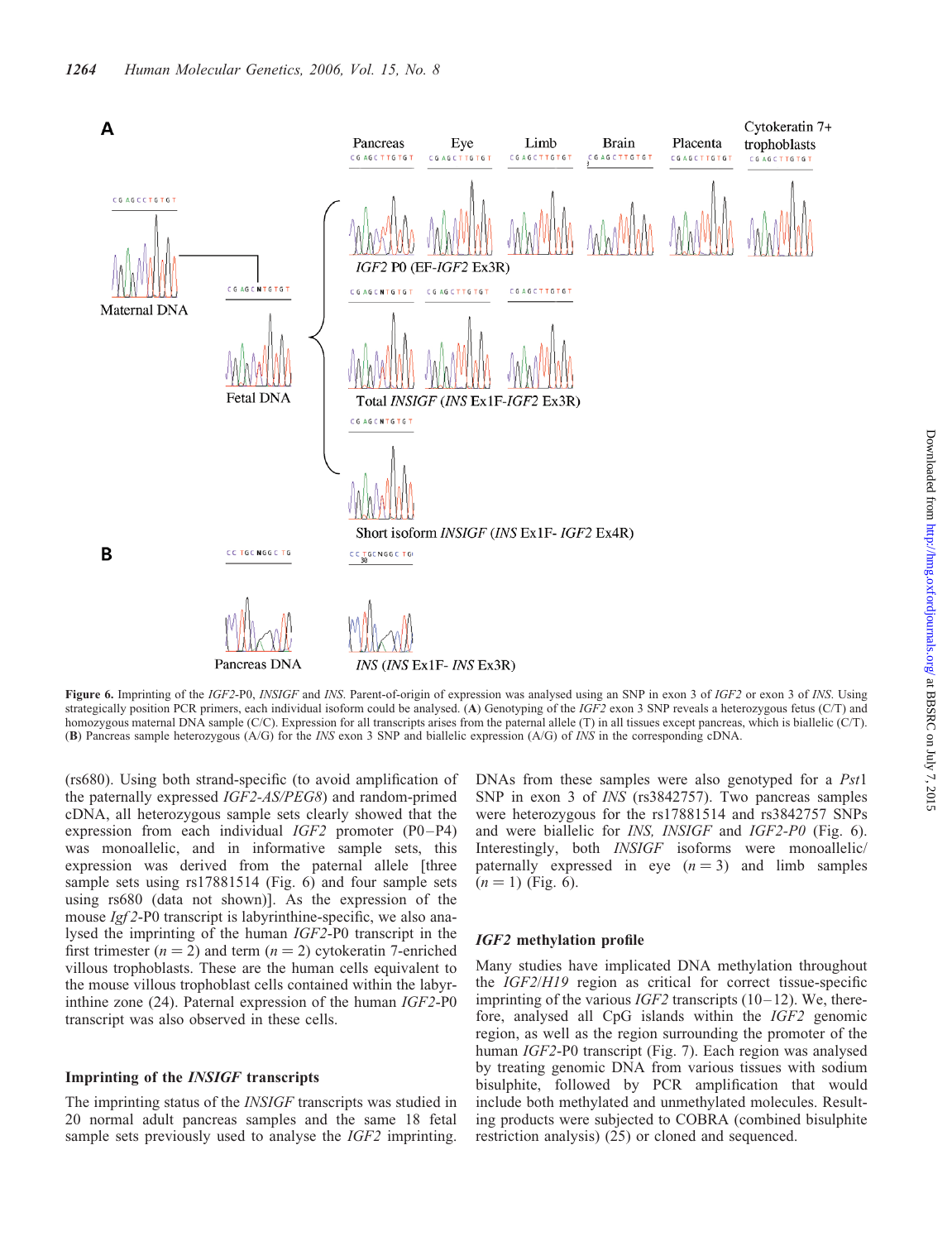**Figure 6.** Imprinting of the *IGF2*-P0, *INSIGF* and *INS*. Parent-of-origin of expression was analysed using an SNP in exon 3 of *IGF2* or exon 3 of *INS*. Using strategically position PCR primers, each individual isoform could be analysed. (**A**) Genotyping of the *IGF2* exon 3 SNP reveals a heterozygous fetus (C/T) and homozygous maternal DNA sample (C/C). Expression for all transcripts arises from the paternal allele (T) in all tissues except pancreas, which is biallelic (C/T). (**B**) Pancreas sample heterozygous (A/G) for the *INS* exon 3 SNP and biallelic expression (A/G) of *INS* in the corresponding cDNA.

(rs680). Using both strand-specific (to avoid amplification of the paternally expressed *IGF2-AS/PEG8*) and random-primed cDNA, all heterozygous sample sets clearly showed that the expression from each individual *IGF2* promoter (P0–P4) was monoallelic, and in informative sample sets, this expression was derived from the paternal allele [three sample sets using rs17881514 (Fig. 6) and four sample sets using rs680 (data not shown)]. As the expression of the mouse *Igf2*-P0 transcript is labyrinthine-specific, we also analysed the imprinting of the human *IGF2*-P0 transcript in the first trimester ($n = 2$) and term ($n = 2$) cytokeratin 7-enriched villous trophoblasts. These are the human cells equivalent to the mouse villous trophoblast cells contained within the labyrinthine zone (24). Paternal expression of the human *IGF2*-P0 transcript was also observed in these cells.

### Imprinting of the *INSIGF* transcripts

The imprinting status of the *INSIGF* transcripts was studied in 20 normal adult pancreas samples and the same 18 fetal sample sets previously used to analyse the *IGF2* imprinting. DNAs from these samples were also genotyped for a *Pst*1 SNP in exon 3 of *INS* (rs3842757). Two pancreas samples were heterozygous for the rs17881514 and rs3842757 SNPs and were biallelic for *INS*, *INSIGF* and *IGF2-P0* (Fig. 6). Interestingly, both *INSIGF* isoforms were monoallelic/paternally expressed in eye ($n = 3$) and limb samples ($n = 1$) (Fig. 6).

### *IGF2* methylation profile

Many studies have implicated DNA methylation throughout the *IGF2/H19* region as critical for correct tissue-specific imprinting of the various *IGF2* transcripts (10–12). We, therefore, analysed all CpG islands within the *IGF2* genomic region, as well as the region surrounding the promoter of the human *IGF2-P0* transcript (Fig. 7). Each region was analysed by treating genomic DNA from various tissues with sodium bisulphite, followed by PCR amplification that would include both methylated and unmethylated molecules. Resulting products were subjected to COBRA (combined bisulphite restriction analysis) (25) or cloned and sequenced.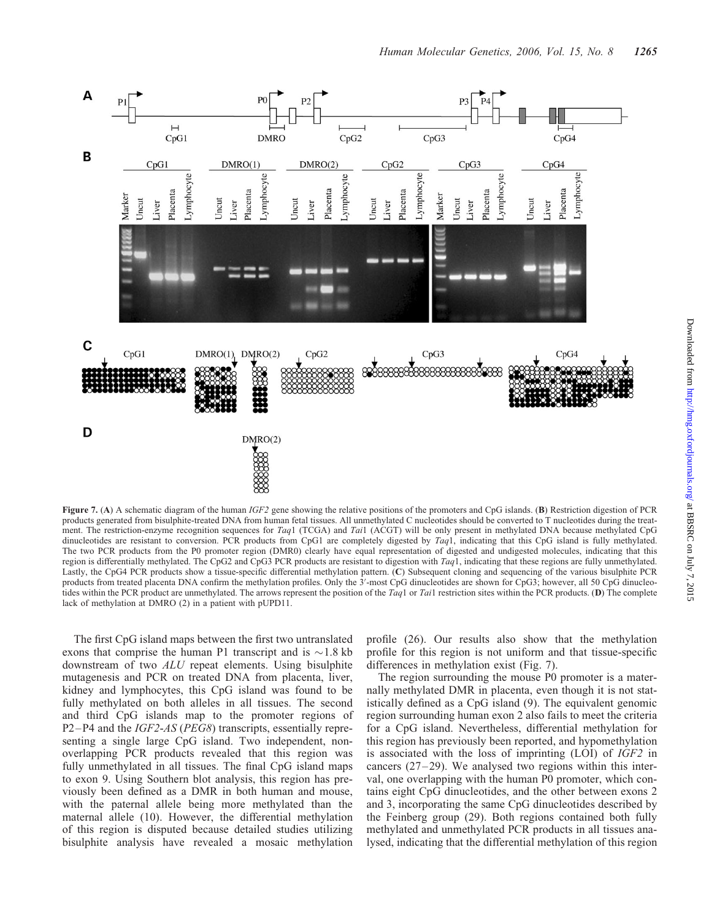**Figure 7.** (**A**) A schematic diagram of the human *IGF2* gene showing the relative positions of the promoters and CpG islands. (**B**) Restriction digestion of PCR products generated from bisulphite-treated DNA from human fetal tissues. All unmethylated C nucleotides should be converted to T nucleotides during the treatment. The restriction-enzyme recognition sequences for *Taq*1 (TCGA) and *Tai*1 (ACGT) will be only present in methylated DNA because methylated CpG dinucleotides are resistant to conversion. PCR products from CpG1 are completely digested by *Taq*1, indicating that this CpG island is fully methylated. The two PCR products from the P0 promoter region (DMR0) clearly have equal representation of digested and undigested molecules, indicating that this region is differentially methylated. The CpG2 and CpG3 PCR products are resistant to digestion with *Taq*1, indicating that these regions are fully unmethylated. Lastly, the CpG4 PCR products show a tissue-specific differential methylation pattern. (**C**) Subsequent cloning and sequencing of the various bisulphite PCR products from treated placenta DNA confirm the methylation profiles. Only the 3′-most CpG dinucleotides are shown for CpG3; however, all 50 CpG dinucleotides within the PCR product are unmethylated. The arrows represent the position of the *Taq*1 or *Tai*1 restriction sites within the PCR products. (**D**) The complete lack of methylation at DMRO (2) in a patient with pUPD11.

The first CpG island maps between the first two untranslated exons that comprise the human P1 transcript and is ~1.8 kb downstream of two *ALU* repeat elements. Using bisulphite mutagenesis and PCR on treated DNA from placenta, liver, kidney and lymphocytes, this CpG island was found to be fully methylated on both alleles in all tissues. The second and third CpG islands map to the promoter regions of P2–P4 and the *IGF2-AS* (*PEG8*) transcripts, essentially representing a single large CpG island. Two independent, non-overlapping PCR products revealed that this region was fully unmethylated in all tissues. The final CpG island maps to exon 9. Using Southern blot analysis, this region has previously been defined as a DMR in both human and mouse, with the paternal allele being more methylated than the maternal allele (10). However, the differential methylation of this region is disputed because detailed studies utilizing bisulphite analysis have revealed a mosaic methylation profile (26). Our results also show that the methylation profile for this region is not uniform and that tissue-specific differences in methylation exist (Fig. 7).

The region surrounding the mouse P0 promoter is a maternally methylated DMR in placenta, even though it is not statistically defined as a CpG island (9). The equivalent genomic region surrounding human exon 2 also fails to meet the criteria for a CpG island. Nevertheless, differential methylation for this region has previously been reported, and hypomethylation is associated with the loss of imprinting (LOI) of *IGF2* in cancers (27–29). We analysed two regions within this interval, one overlapping with the human P0 promoter, which contains eight CpG dinucleotides, and the other between exons 2 and 3, incorporating the same CpG dinucleotides described by the Feinberg group (29). Both regions contained both fully methylated and unmethylated PCR products in all tissues analysed, indicating that the differential methylation of this region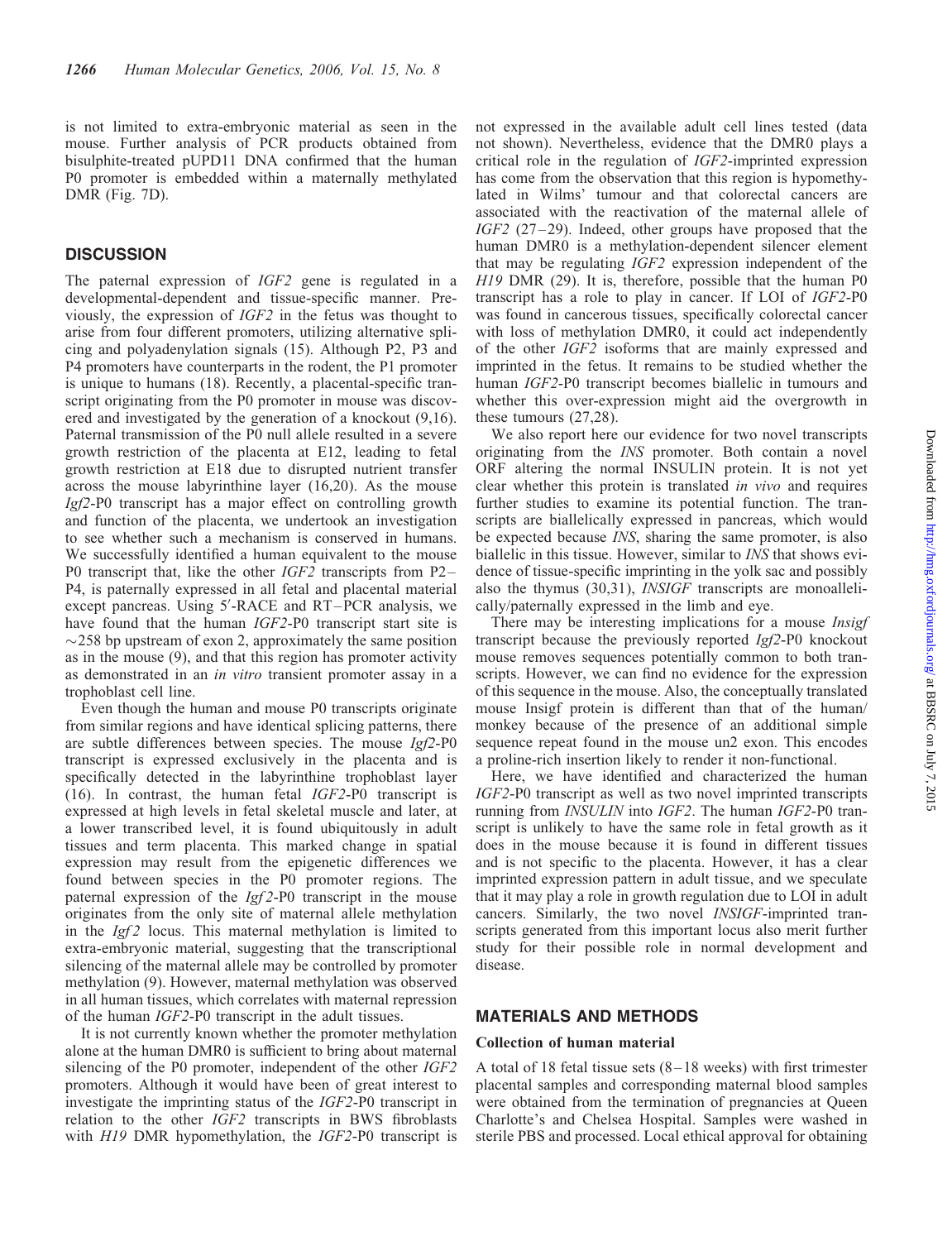is not limited to extra-embryonic material as seen in the mouse. Further analysis of PCR products obtained from bisulphite-treated pUPD11 DNA confirmed that the human P0 promoter is embedded within a maternally methylated DMR (Fig. 7D).

## DISCUSSION

The paternal expression of *IGF2* gene is regulated in a developmental-dependent and tissue-specific manner. Previously, the expression of *IGF2* in the fetus was thought to arise from four different promoters, utilizing alternative splicing and polyadenylation signals (15). Although P2, P3 and P4 promoters have counterparts in the rodent, the P1 promoter is unique to humans (18). Recently, a placental-specific transcript originating from the P0 promoter in mouse was discovered and investigated by the generation of a knockout (9,16). Paternal transmission of the P0 null allele resulted in a severe growth restriction of the placenta at E12, leading to fetal growth restriction at E18 due to disrupted nutrient transfer across the mouse labyrinthine layer (16,20). As the mouse *Igf2*-P0 transcript has a major effect on controlling growth and function of the placenta, we undertook an investigation to see whether such a mechanism is conserved in humans. We successfully identified a human equivalent to the mouse P0 transcript that, like the other *IGF2* transcripts from P2–P4, is paternally expressed in all fetal and placental material except pancreas. Using 5′-RACE and RT–PCR analysis, we have found that the human *IGF2*-P0 transcript start site is ~258 bp upstream of exon 2, approximately the same position as in the mouse (9), and that this region has promoter activity as demonstrated in an *in vitro* transient promoter assay in a trophoblast cell line.

Even though the human and mouse P0 transcripts originate from similar regions and have identical splicing patterns, there are subtle differences between species. The mouse *Igf2*-P0 transcript is expressed exclusively in the placenta and is specifically detected in the labyrinthine trophoblast layer (16). In contrast, the human fetal *IGF2*-P0 transcript is expressed at high levels in fetal skeletal muscle and later, at a lower transcribed level, it is found ubiquitously in adult tissues and term placenta. This marked change in spatial expression may result from the epigenetic differences we found between species in the P0 promoter regions. The paternal expression of the *Igf2*-P0 transcript in the mouse originates from the only site of maternal allele methylation in the *Igf2* locus. This maternal methylation is limited to extra-embryonic material, suggesting that the transcriptional silencing of the maternal allele may be controlled by promoter methylation (9). However, maternal methylation was observed in all human tissues, which correlates with maternal repression of the human *IGF2*-P0 transcript in the adult tissues.

It is not currently known whether the promoter methylation alone at the human DMR0 is sufficient to bring about maternal silencing of the P0 promoter, independent of the other *IGF2* promoters. Although it would have been of great interest to investigate the imprinting status of the *IGF2*-P0 transcript in relation to the other *IGF2* transcripts in BWS fibroblasts with *H19* DMR hypomethylation, the *IGF2*-P0 transcript is not expressed in the available adult cell lines tested (data not shown). Nevertheless, evidence that the DMR0 plays a critical role in the regulation of *IGF2*-imprinted expression has come from the observation that this region is hypomethylated in Wilms' tumour and that colorectal cancers are associated with the reactivation of the maternal allele of *IGF2* (27–29). Indeed, other groups have proposed that the human DMR0 is a methylation-dependent silencer element that may be regulating *IGF2* expression independent of the *H19* DMR (29). It is, therefore, possible that the human P0 transcript has a role to play in cancer. If LOI of *IGF2*-P0 was found in cancerous tissues, specifically colorectal cancer with loss of methylation DMR0, it could act independently of the other *IGF2* isoforms that are mainly expressed and imprinted in the fetus. It remains to be studied whether the human *IGF2*-P0 transcript becomes biallelic in tumours and whether this over-expression might aid the overgrowth in these tumours (27,28).

We also report here our evidence for two novel transcripts originating from the *INS* promoter. Both contain a novel ORF altering the normal INSULIN protein. It is not yet clear whether this protein is translated *in vivo* and requires further studies to examine its potential function. The transcripts are biallelically expressed in pancreas, which would be expected because *INS*, sharing the same promoter, is also biallelic in this tissue. However, similar to *INS* that shows evidence of tissue-specific imprinting in the yolk sac and possibly also the thymus (30,31), *INSIGF* transcripts are monoallelically/paternally expressed in the limb and eye.

There may be interesting implications for a mouse *Insigf* transcript because the previously reported *Igf2*-P0 knockout mouse removes sequences potentially common to both transcripts. However, we can find no evidence for the expression of this sequence in the mouse. Also, the conceptually translated mouse Insigf protein is different than that of the human/monkey because of the presence of an additional simple sequence repeat found in the mouse un2 exon. This encodes a proline-rich insertion likely to render it non-functional.

Here, we have identified and characterized the human *IGF2*-P0 transcript as well as two novel imprinted transcripts running from *INSULIN* into *IGF2*. The human *IGF2*-P0 transcript is unlikely to have the same role in fetal growth as it does in the mouse because it is found in different tissues and is not specific to the placenta. However, it has a clear imprinted expression pattern in adult tissue, and we speculate that it may play a role in growth regulation due to LOI in adult cancers. Similarly, the two novel *INSIGF*-imprinted transcripts generated from this important locus also merit further study for their possible role in normal development and disease.

## MATERIALS AND METHODS

### Collection of human material

A total of 18 fetal tissue sets (8–18 weeks) with first trimester placental samples and corresponding maternal blood samples were obtained from the termination of pregnancies at Queen Charlotte's and Chelsea Hospital. Samples were washed in sterile PBS and processed. Local ethical approval for obtaining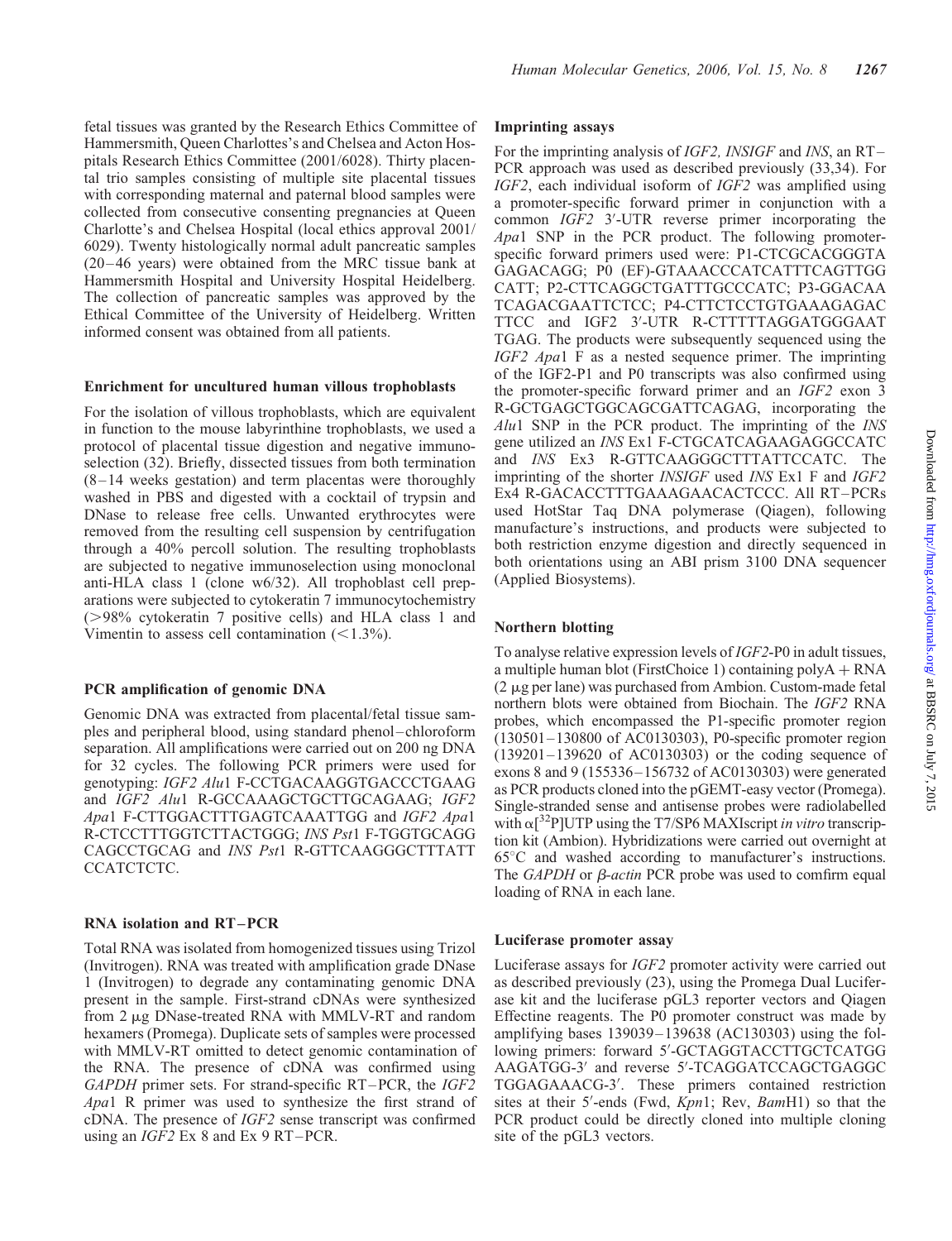fetal tissues was granted by the Research Ethics Committee of Hammersmith, Queen Charlotte's and Chelsea and Acton Hospitals Research Ethics Committee (2001/6028). Thirty placental trio samples consisting of multiple site placental tissues with corresponding maternal and paternal blood samples were collected from consecutive consenting pregnancies at Queen Charlotte's and Chelsea Hospital (local ethics approval 2001/6029). Twenty histologically normal adult pancreatic samples (20–46 years) were obtained from the MRC tissue bank at Hammersmith Hospital and University Hospital Heidelberg. The collection of pancreatic samples was approved by the Ethical Committee of the University of Heidelberg. Written informed consent was obtained from all patients.

### Enrichment for uncultured human villous trophoblasts

For the isolation of villous trophoblasts, which are equivalent in function to the mouse labyrinthine trophoblasts, we used a protocol of placental tissue digestion and negative immunoselection (32). Briefly, dissected tissues from both termination (8–14 weeks gestation) and term placentas were thoroughly washed in PBS and digested with a cocktail of trypsin and DNase to release free cells. Unwanted erythrocytes were removed from the resulting cell suspension by centrifugation through a 40% percoll solution. The resulting trophoblasts are subjected to negative immunoselection using monoclonal anti-HLA class 1 (clone w6/32). All trophoblast cell preparations were subjected to cytokeratin 7 immunocytochemistry (>98% cytokeratin 7 positive cells) and HLA class 1 and Vimentin to assess cell contamination (<1.3%).

### PCR amplification of genomic DNA

Genomic DNA was extracted from placental/fetal tissue samples and peripheral blood, using standard phenol–chloroform separation. All amplifications were carried out on 200 ng DNA for 32 cycles. The following PCR primers were used for genotyping: *IGF2 Alu*1 F-CCTGACAAGGTGACCCTGAAG and *IGF2 Alu*1 R-GCCAAAGCTGCTTGCAGAAG; *IGF2 Apa*1 F-CTTGGACTTTGAGTCAAATTGG and *IGF2 Apa*1 R-CTCCTTTGGTCTTACTGGG; *INS Pst*1 F-TGGTGCAGGCAGCCTGCAG and *INS Pst*1 R-GTTCAAGGGCTTTATTCCATCTCTC.

### RNA isolation and RT–PCR

Total RNA was isolated from homogenized tissues using Trizol (Invitrogen). RNA was treated with amplification grade DNase 1 (Invitrogen) to degrade any contaminating genomic DNA present in the sample. First-strand cDNAs were synthesized from 2 μg DNase-treated RNA with MMLV-RT and random hexamers (Promega). Duplicate sets of samples were processed with MMLV-RT omitted to detect genomic contamination of the RNA. The presence of cDNA was confirmed using *GAPDH* primer sets. For strand-specific RT–PCR, the *IGF2 Apa*1 R primer was used to synthesize the first strand of cDNA. The presence of *IGF2* sense transcript was confirmed using an *IGF2* Ex 8 and Ex 9 RT–PCR.

### Imprinting assays

For the imprinting analysis of *IGF2, INSIGF* and *INS*, an RT–PCR approach was used as described previously (33,34). For *IGF2*, each individual isoform of *IGF2* was amplified using a promoter-specific forward primer in conjunction with a common *IGF2* 3′-UTR reverse primer incorporating the *Apa*1 SNP in the PCR product. The following promoter-specific forward primers used were: P1-CTCGCACGGGTAGAGACAGG; P0 (EF)-GTAAACCCATCATTTCAGTTGGCATT; P2-CTTCAGGCTGATTTGCCCATC; P3-GGACAATCAGACGAATTCTCC; P4-CTTCTCCTGTGAAAGAGACTTCC and IGF2 3′-UTR R-CTTTTTAGGATGGGAATTGAG. The products were subsequently sequenced using the *IGF2 Apa*1 F as a nested sequence primer. The imprinting of the IGF2-P1 and P0 transcripts was also confirmed using the promoter-specific forward primer and an *IGF2* exon 3 R-GCTGAGCTGGCAGCGATTCAGAG, incorporating the *Alu*1 SNP in the PCR product. The imprinting of the *INS* gene utilized an *INS* Ex1 F-CTGCATCAGAAGAGGCCATC and *INS* Ex3 R-GTTCAAGGGCTTTATTCCATC. The imprinting of the shorter *INSIGF* used *INS* Ex1 F and *IGF2* Ex4 R-GACACCTTTGAAAGAACACTCCC. All RT–PCRs used HotStar Taq DNA polymerase (Qiagen), following manufacture's instructions, and products were subjected to both restriction enzyme digestion and directly sequenced in both orientations using an ABI prism 3100 DNA sequencer (Applied Biosystems).

### Northern blotting

To analyse relative expression levels of *IGF2*-P0 in adult tissues, a multiple human blot (FirstChoice 1) containing polyA + RNA (2 μg per lane) was purchased from Ambion. Custom-made fetal northern blots were obtained from Biochain. The *IGF2* RNA probes, which encompassed the P1-specific promoter region (130501–130800 of AC0130303), P0-specific promoter region (139201–139620 of AC0130303) or the coding sequence of exons 8 and 9 (155336–156732 of AC0130303) were generated as PCR products cloned into the pGEMT-easy vector (Promega). Single-stranded sense and antisense probes were radiolabelled with $\alpha[^{32}P]$UTP using the T7/SP6 MAXIscript *in vitro* transcription kit (Ambion). Hybridizations were carried out overnight at 65°C and washed according to manufacturer's instructions. The *GAPDH* or *β-actin* PCR probe was used to comfirm equal loading of RNA in each lane.

### Luciferase promoter assay

Luciferase assays for *IGF2* promoter activity were carried out as described previously (23), using the Promega Dual Luciferase kit and the luciferase pGL3 reporter vectors and Qiagen Effectine reagents. The P0 promoter construct was made by amplifying bases 139039–139638 (AC130303) using the following primers: forward 5′-GCTAGGTACCTTGCTCATGGAAGATGG-3′ and reverse 5′-TCAGGATCCAGCTGAGGCTGGAGAAACG-3′. These primers contained restriction sites at their 5′-ends (Fwd, *Kpn*1; Rev, *Bam*H1) so that the PCR product could be directly cloned into multiple cloning site of the pGL3 vectors.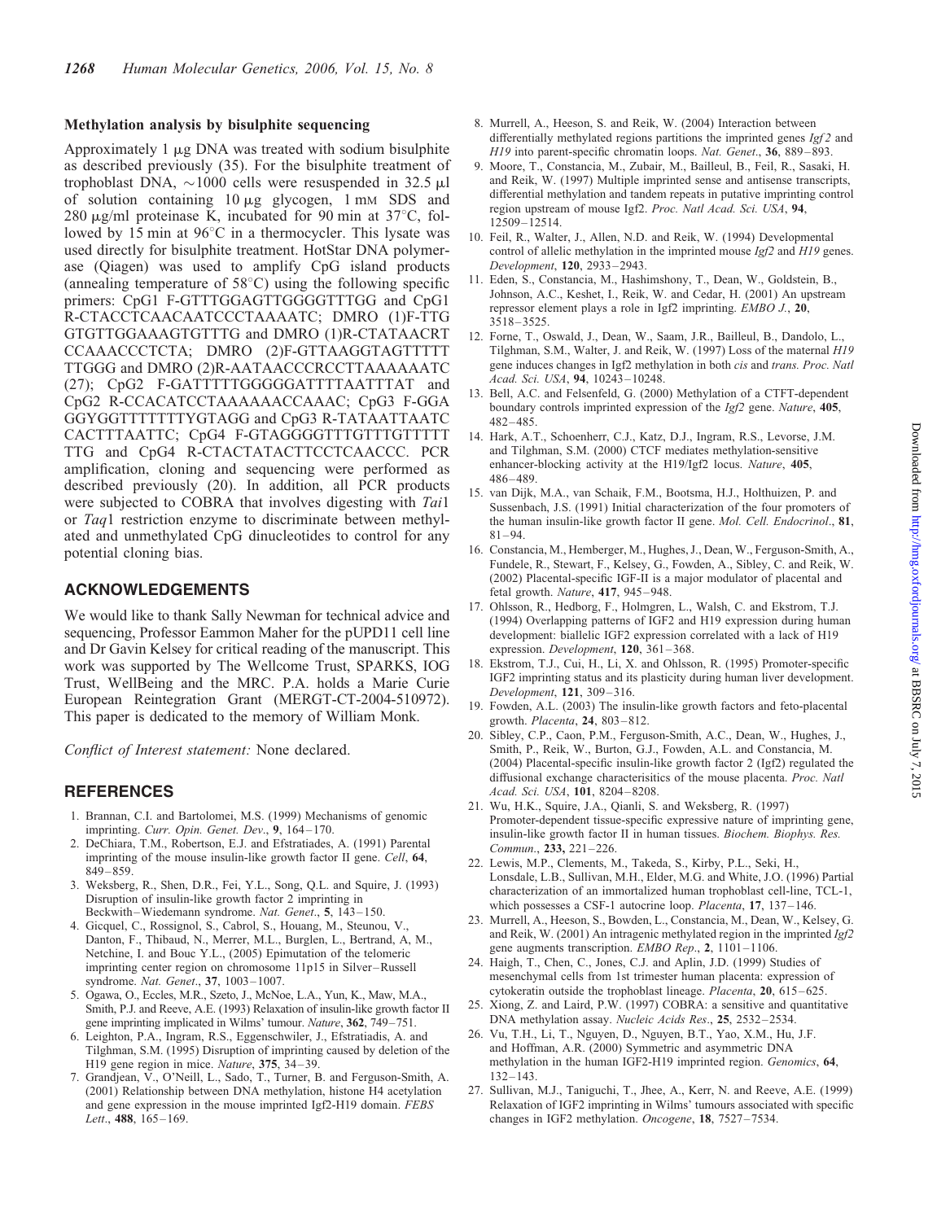### Methylation analysis by bisulphite sequencing

Approximately 1 μg DNA was treated with sodium bisulphite as described previously (35). For the bisulphite treatment of trophoblast DNA, ~1000 cells were resuspended in 32.5 μl of solution containing 10 μg glycogen, 1 mM SDS and 280 μg/ml proteinase K, incubated for 90 min at 37°C, followed by 15 min at 96°C in a thermocycler. This lysate was used directly for bisulphite treatment. HotStar DNA polymerase (Qiagen) was used to amplify CpG island products (annealing temperature of 58°C) using the following specific primers: CpG1 F-GTTTGGAGTTGGGGTTTGG and CpG1 R-CTACCTCAACAATCCCTAAAATC; DMRO (1)F-TTG GTGTTGGAAAGTGTTTG and DMRO (1)R-CTATAACRT CCAAACCCTCTA; DMRO (2)F-GTTAAGGTAGTTTTT TTGGG and DMRO (2)R-AATAACCCRCCTTAAAAAATC (27); CpG2 F-GATTTTTGGGGGATTTTAATTTAT and CpG2 R-CCACATCCTAAAAAAACCAAAC; CpG3 F-GGA GGYGGTTTTTTTYGTAGG and CpG3 R-TATAATTAATC CACTTTAATTC; CpG4 F-GTAGGGGTTTGTTTGTTTTT TTG and CpG4 R-CTACTATACTTCCTCAACCC. PCR amplification, cloning and sequencing were performed as described previously (20). In addition, all PCR products were subjected to COBRA that involves digesting with *Tai*1 or *Taq*1 restriction enzyme to discriminate between methylated and unmethylated CpG dinucleotides to control for any potential cloning bias.

## ACKNOWLEDGEMENTS

We would like to thank Sally Newman for technical advice and sequencing, Professor Eammon Maher for the pUPD11 cell line and Dr Gavin Kelsey for critical reading of the manuscript. This work was supported by The Wellcome Trust, SPARKS, IOG Trust, WellBeing and the MRC. P.A. holds a Marie Curie European Reintegration Grant (MERGT-CT-2004-510972). This paper is dedicated to the memory of William Monk.

*Conflict of Interest statement:* None declared.

## REFERENCES

1. Brannan, C.I. and Bartolomei, M.S. (1999) Mechanisms of genomic imprinting. *Curr. Opin. Genet. Dev.*, **9**, 164–170.
2. DeChiara, T.M., Robertson, E.J. and Efstratiades, A. (1991) Parental imprinting of the mouse insulin-like growth factor II gene. *Cell*, **64**, 849–859.
3. Weksberg, R., Shen, D.R., Fei, Y.L., Song, Q.L. and Squire, J. (1993) Disruption of insulin-like growth factor 2 imprinting in Beckwith–Wiedemann syndrome. *Nat. Genet.*, **5**, 143–150.
4. Gicquel, C., Rossignol, S., Cabrol, S., Houang, M., Steunou, V., Danton, F., Thibaud, N., Merrer, M.L., Burglen, L., Bertrand, A, M., Netchine, I. and Bouc Y.L., (2005) Epimutation of the telomeric imprinting center region on chromosome 11p15 in Silver–Russell syndrome. *Nat. Genet.*, **37**, 1003–1007.
5. Ogawa, O., Eccles, M.R., Szeto, J., McNoe, L.A., Yun, K., Maw, M.A., Smith, P.J. and Reeve, A.E. (1993) Relaxation of insulin-like growth factor II gene imprinting implicated in Wilms' tumour. *Nature*, **362**, 749–751.
6. Leighton, P.A., Ingram, R.S., Eggenschwiler, J., Efstratiadis, A. and Tilghman, S.M. (1995) Disruption of imprinting caused by deletion of the H19 gene region in mice. *Nature*, **375**, 34–39.
7. Grandjean, V., O'Neill, L., Sado, T., Turner, B. and Ferguson-Smith, A. (2001) Relationship between DNA methylation, histone H4 acetylation and gene expression in the mouse imprinted Igf2-H19 domain. *FEBS Lett.*, **488**, 165–169.
8. Murrell, A., Heeson, S. and Reik, W. (2004) Interaction between differentially methylated regions partitions the imprinted genes *Igf2* and *H19* into parent-specific chromatin loops. *Nat. Genet.*, **36**, 889–893.
9. Moore, T., Constancia, M., Zubair, M., Bailleul, B., Feil, R., Sasaki, H. and Reik, W. (1997) Multiple imprinted sense and antisense transcripts, differential methylation and tandem repeats in putative imprinting control region upstream of mouse Igf2. *Proc. Natl Acad. Sci. USA*, **94**, 12509–12514.
10. Feil, R., Walter, J., Allen, N.D. and Reik, W. (1994) Developmental control of allelic methylation in the imprinted mouse *Igf2* and *H19* genes. *Development*, **120**, 2933–2943.
11. Eden, S., Constancia, M., Hashimshony, T., Dean, W., Goldstein, B., Johnson, A.C., Keshet, I., Reik, W. and Cedar, H. (2001) An upstream repressor element plays a role in Igf2 imprinting. *EMBO J.*, **20**, 3518–3525.
12. Forne, T., Oswald, J., Dean, W., Saam, J.R., Bailleul, B., Dandolo, L., Tilghman, S.M., Walter, J. and Reik, W. (1997) Loss of the maternal *H19* gene induces changes in Igf2 methylation in both *cis* and *trans*. *Proc. Natl Acad. Sci. USA*, **94**, 10243–10248.
13. Bell, A.C. and Felsenfeld, G. (2000) Methylation of a CTFT-dependent boundary controls imprinted expression of the *Igf2* gene. *Nature*, **405**, 482–485.
14. Hark, A.T., Schoenherr, C.J., Katz, D.J., Ingram, R.S., Levorse, J.M. and Tilghman, S.M. (2000) CTCF mediates methylation-sensitive enhancer-blocking activity at the H19/Igf2 locus. *Nature*, **405**, 486–489.
15. van Dijk, M.A., van Schaik, F.M., Bootsma, H.J., Holthuizen, P. and Sussenbach, J.S. (1991) Initial characterization of the four promoters of the human insulin-like growth factor II gene. *Mol. Cell. Endocrinol.*, **81**, 81–94.
16. Constancia, M., Hemberger, M., Hughes, J., Dean, W., Ferguson-Smith, A., Fundele, R., Stewart, F., Kelsey, G., Fowden, A., Sibley, C. and Reik, W. (2002) Placental-specific IGF-II is a major modulator of placental and fetal growth. *Nature*, **417**, 945–948.
17. Ohlsson, R., Hedborg, F., Holmgren, L., Walsh, C. and Ekstrom, T.J. (1994) Overlapping patterns of IGF2 and H19 expression during human development: biallelic IGF2 expression correlated with a lack of H19 expression. *Development*, **120**, 361–368.
18. Ekstrom, T.J., Cui, H., Li, X. and Ohlsson, R. (1995) Promoter-specific IGF2 imprinting status and its plasticity during human liver development. *Development*, **121**, 309–316.
19. Fowden, A.L. (2003) The insulin-like growth factors and feto-placental growth. *Placenta*, **24**, 803–812.
20. Sibley, C.P., Caon, P.M., Ferguson-Smith, A.C., Dean, W., Hughes, J., Smith, P., Reik, W., Burton, G.J., Fowden, A.L. and Constancia, M. (2004) Placental-specific insulin-like growth factor 2 (Igf2) regulated the diffusional exchange characterisitics of the mouse placenta. *Proc. Natl Acad. Sci. USA*, **101**, 8204–8208.
21. Wu, H.K., Squire, J.A., Qianli, S. and Weksberg, R. (1997) Promoter-dependent tissue-specific expressive nature of imprinting gene, insulin-like growth factor II in human tissues. *Biochem. Biophys. Res. Commun.*, **233,** 221–226.
22. Lewis, M.P., Clements, M., Takeda, S., Kirby, P.L., Seki, H., Lonsdale, L.B., Sullivan, M.H., Elder, M.G. and White, J.O. (1996) Partial characterization of an immortalized human trophoblast cell-line, TCL-1, which possesses a CSF-1 autocrine loop. *Placenta*, **17**, 137–146.
23. Murrell, A., Heeson, S., Bowden, L., Constancia, M., Dean, W., Kelsey, G. and Reik, W. (2001) An intragenic methylated region in the imprinted *Igf2* gene augments transcription. *EMBO Rep.*, **2**, 1101–1106.
24. Haigh, T., Chen, C., Jones, C.J. and Aplin, J.D. (1999) Studies of mesenchymal cells from 1st trimester human placenta: expression of cytokeratin outside the trophoblast lineage. *Placenta*, **20**, 615–625.
25. Xiong, Z. and Laird, P.W. (1997) COBRA: a sensitive and quantitative DNA methylation assay. *Nucleic Acids Res.*, **25**, 2532–2534.
26. Vu, T.H., Li, T., Nguyen, D., Nguyen, B.T., Yao, X.M., Hu, J.F. and Hoffman, A.R. (2000) Symmetric and asymmetric DNA methylation in the human IGF2-H19 imprinted region. *Genomics*, **64**, 132–143.
27. Sullivan, M.J., Taniguchi, T., Jhee, A., Kerr, N. and Reeve, A.E. (1999) Relaxation of IGF2 imprinting in Wilms' tumours associated with specific changes in IGF2 methylation. *Oncogene*, **18**, 7527–7534.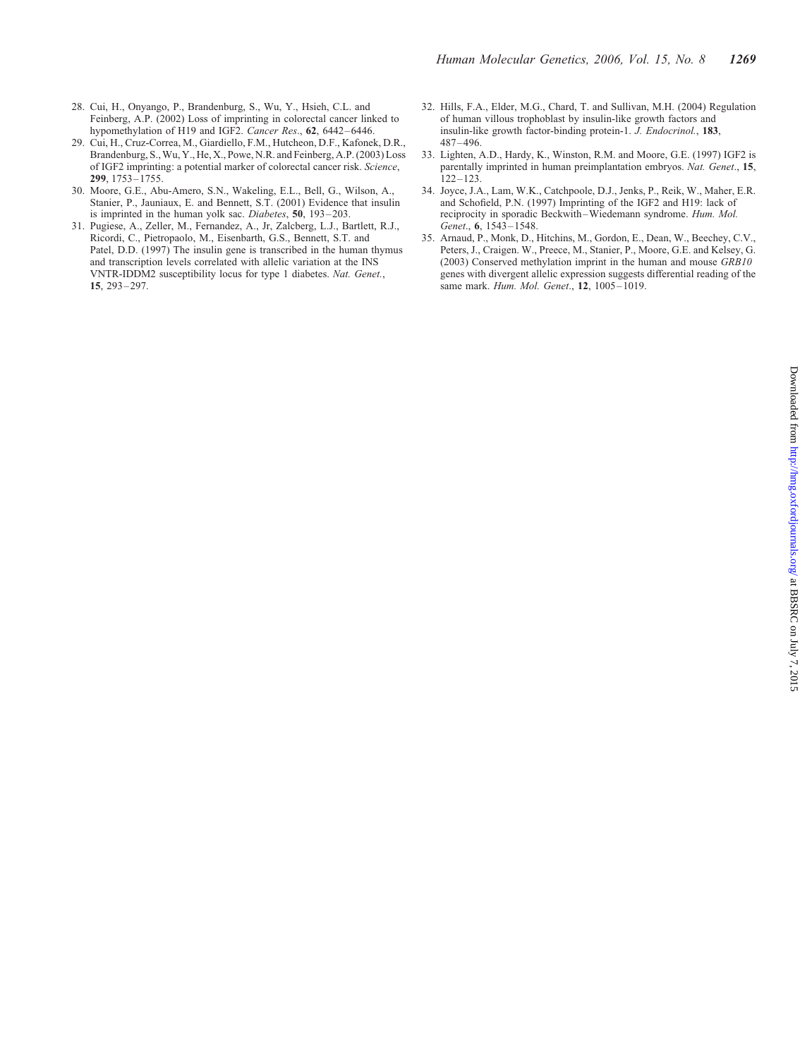28. Cui, H., Onyango, P., Brandenburg, S., Wu, Y., Hsieh, C.L. and Feinberg, A.P. (2002) Loss of imprinting in colorectal cancer linked to hypomethylation of H19 and IGF2. *Cancer Res.*, **62**, 6442–6446.
29. Cui, H., Cruz-Correa, M., Giardiello, F.M., Hutcheon, D.F., Kafonek, D.R., Brandenburg, S., Wu, Y., He, X., Powe, N.R. and Feinberg, A.P. (2003) Loss of IGF2 imprinting: a potential marker of colorectal cancer risk. *Science*, **299**, 1753–1755.
30. Moore, G.E., Abu-Amero, S.N., Wakeling, E.L., Bell, G., Wilson, A., Stanier, P., Jauniaux, E. and Bennett, S.T. (2001) Evidence that insulin is imprinted in the human yolk sac. *Diabetes*, **50**, 193–203.
31. Pugiese, A., Zeller, M., Fernandez, A., Jr, Zalcberg, L.J., Bartlett, R.J., Ricordi, C., Pietropaolo, M., Eisenbarth, G.S., Bennett, S.T. and Patel, D.D. (1997) The insulin gene is transcribed in the human thymus and transcription levels correlated with allelic variation at the INS VNTR-IDDM2 susceptibility locus for type 1 diabetes. *Nat. Genet.*, **15**, 293–297.
32. Hills, F.A., Elder, M.G., Chard, T. and Sullivan, M.H. (2004) Regulation of human villous trophoblast by insulin-like growth factors and insulin-like growth factor-binding protein-1. *J. Endocrinol.*, **183**, 487–496.
33. Lighten, A.D., Hardy, K., Winston, R.M. and Moore, G.E. (1997) IGF2 is parentally imprinted in human preimplantation embryos. *Nat. Genet.*, **15**, 122–123.
34. Joyce, J.A., Lam, W.K., Catchpoole, D.J., Jenks, P., Reik, W., Maher, E.R. and Schofield, P.N. (1997) Imprinting of the IGF2 and H19: lack of reciprocity in sporadic Beckwith–Wiedemann syndrome. *Hum. Mol. Genet.*, **6**, 1543–1548.
35. Arnaud, P., Monk, D., Hitchins, M., Gordon, E., Dean, W., Beechey, C.V., Peters, J., Craigen. W., Preece, M., Stanier, P., Moore, G.E. and Kelsey, G. (2003) Conserved methylation imprint in the human and mouse *GRB10* genes with divergent allelic expression suggests differential reading of the same mark. *Hum. Mol. Genet.*, **12**, 1005–1019.